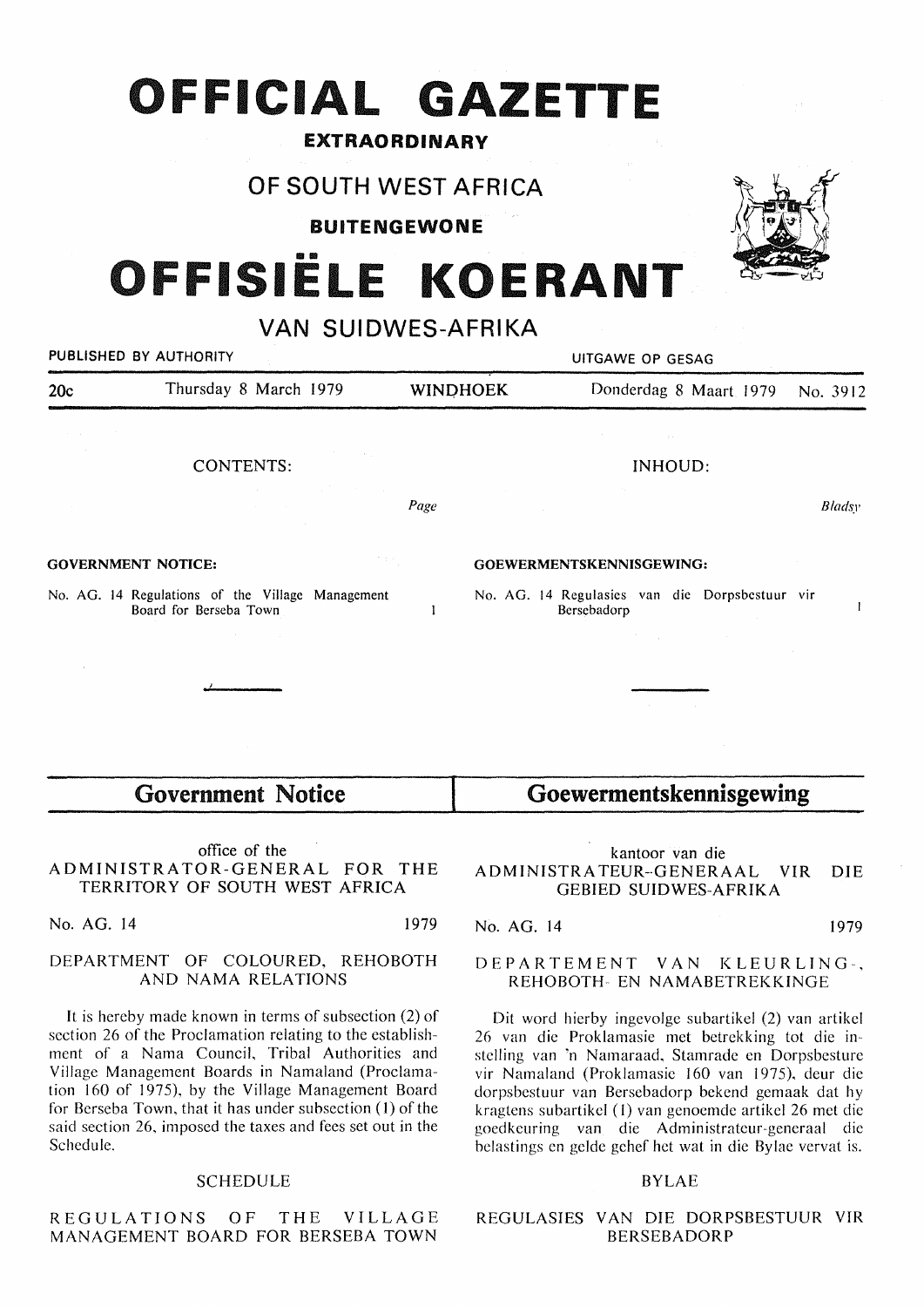# OFFICIAL GAZETTE

**EXTRAORDINARY**

## OF SOUTH WEST AFRICA

**BUITENGEWONE**

# OFFISIËLE KOERANT

## VAN SUIDWES-AFRIKA

PUBLISHED BY AUTHORITY — UITGAWE OP GESAG

20c — Thursday 8 March 1979 — WINDHOEK — Donderdag 8 Maart 1979 — No. 3912

CONTENTS:

*Page*

**GOVERNMENT NOTICE:**

No. AG. 14 Regulations of the Village Management Board for Berseba Town — 1

INHOUD:

*Bladsy*

**GOEWERMENTSKENNISGEWING:**

No. AG. 14 Regulasies van die Dorpsbestuur vir Bersebadorp — 1

## Government Notice

office of the

ADMINISTRATOR-GENERAL FOR THE TERRITORY OF SOUTH WEST AFRICA

No. AG. 14 — 1979

DEPARTMENT OF COLOURED, REHOBOTH AND NAMA RELATIONS

It is hereby made known in terms of subsection (2) of section 26 of the Proclamation relating to the establishment of a Nama Council, Tribal Authorities and Village Management Boards in Namaland (Proclamation 160 of 1975), by the Village Management Board for Berseba Town, that it has under subsection (1) of the said section 26, imposed the taxes and fees set out in the Schedule.

SCHEDULE

REGULATIONS OF THE VILLAGE MANAGEMENT BOARD FOR BERSEBA TOWN

## Goewermentskennisgewing

kantoor van die

ADMINISTRATEUR-GENERAAL VIR DIE GEBIED SUIDWES-AFRIKA

No. AG. 14 — 1979

DEPARTEMENT VAN KLEURLING-, REHOBOTH- EN NAMABETREKKINGE

Dit word hierby ingevolge subartikel (2) van artikel 26 van die Proklamasie met betrekking tot die instelling van 'n Namaraad, Stamrade en Dorpsbesture vir Namaland (Proklamasie 160 van 1975), deur die dorpsbestuur van Bersebadorp bekend gemaak dat hy kragtens subartikel (1) van genoemde artikel 26 met die goedkeuring van die Administrateur-generaal die belastings en gelde gehef het wat in die Bylae vervat is.

BYLAE

REGULASIES VAN DIE DORPSBESTUUR VIR BERSEBADORP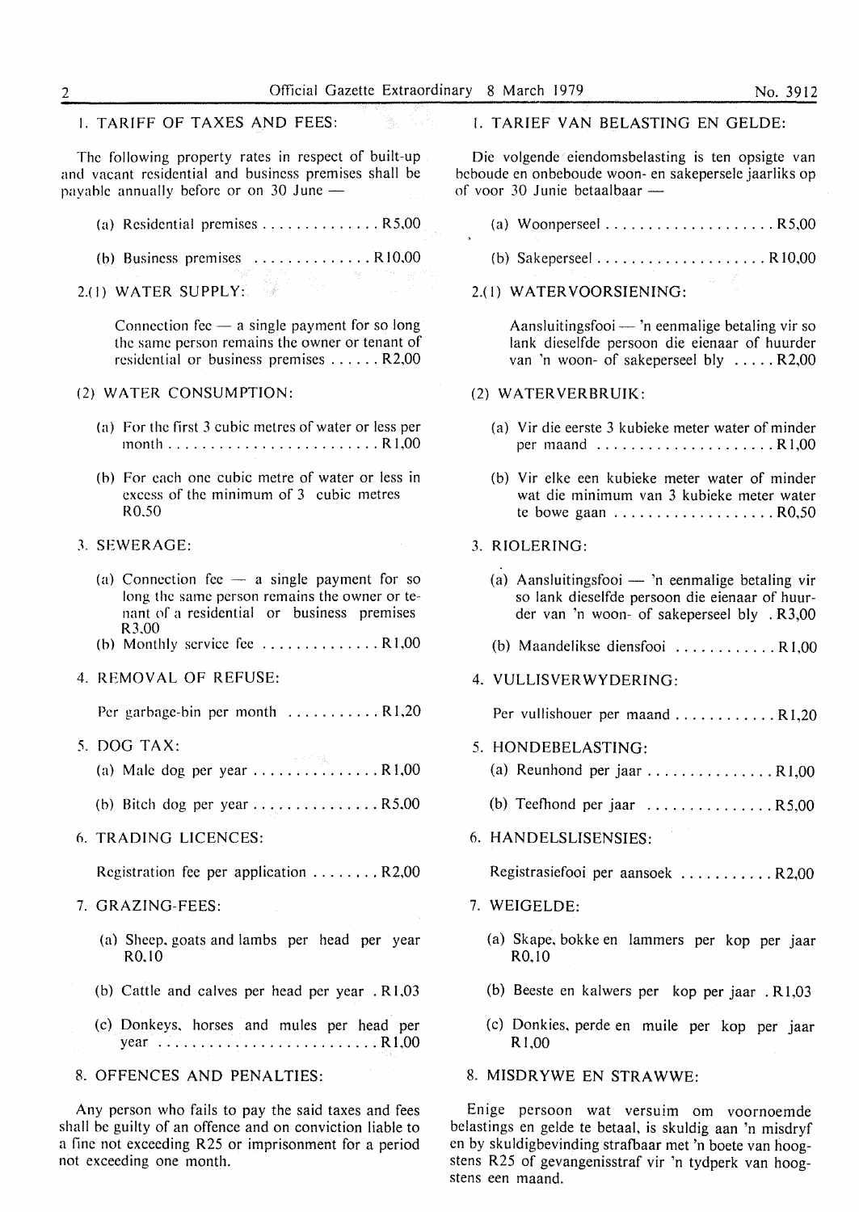1. TARIFF OF TAXES AND FEES:

The following property rates in respect of built-up and vacant residential and business premises shall be payable annually before or on 30 June —

(a) Residential premises .............. R5,00

(b) Business premises .............. R10,00

2.(1) WATER SUPPLY:

Connection fee — a single payment for so long the same person remains the owner or tenant of residential or business premises ...... R2,00

(2) WATER CONSUMPTION:

(a) For the first 3 cubic metres of water or less per month .......................... R1,00

(b) For each one cubic metre of water or less in excess of the minimum of 3 cubic metres R0,50

3. SEWERAGE:

(a) Connection fee — a single payment for so long the same person remains the owner or tenant of a residential or business premises R3,00

(b) Monthly service fee .............. R1,00

4. REMOVAL OF REFUSE:

Per garbage-bin per month ........... R1,20

5. DOG TAX:

(a) Male dog per year ............... R1,00

(b) Bitch dog per year ............... R5,00

6. TRADING LICENCES:

Registration fee per application ........ R2,00

7. GRAZING-FEES:

(a) Sheep, goats and lambs per head per year R0,10

(b) Cattle and calves per head per year . R1,03

(c) Donkeys, horses and mules per head per year .......................... R1,00

8. OFFENCES AND PENALTIES:

Any person who fails to pay the said taxes and fees shall be guilty of an offence and on conviction liable to a fine not exceeding R25 or imprisonment for a period not exceeding one month.

1. TARIEF VAN BELASTING EN GELDE:

Die volgende eiendomsbelasting is ten opsigte van beboude en onbeboude woon- en sakepersele jaarliks op of voor 30 Junie betaalbaar —

(a) Woonperseel .................... R5,00

(b) Sakeperseel .................... R10,00

2.(1) WATERVOORSIENING:

Aansluitingsfooi — 'n eenmalige betaling vir so lank dieselfde persoon die eienaar of huurder van 'n woon- of sakeperseel bly ..... R2,00

(2) WATERVERBRUIK:

(a) Vir die eerste 3 kubieke meter water of minder per maand ..................... R1,00

(b) Vir elke een kubieke meter water of minder wat die minimum van 3 kubieke meter water te bowe gaan ................... R0,50

3. RIOLERING:

(a) Aansluitingsfooi — 'n eenmalige betaling vir so lank dieselfde persoon die eienaar of huurder van 'n woon- of sakeperseel bly . R3,00

(b) Maandelikse diensfooi ............ R1,00

4. VULLISVERWYDERING:

Per vullishouer per maand ............ R1,20

5. HONDEBELASTING:

(a) Reunhond per jaar ............... R1,00

(b) Teefhond per jaar ............... R5,00

6. HANDELSLISENSIES:

Registrasiefooi per aansoek ........... R2,00

7. WEIGELDE:

(a) Skape, bokke en lammers per kop per jaar R0,10

(b) Beeste en kalwers per kop per jaar . R1,03

(c) Donkies, perde en muile per kop per jaar R1,00

8. MISDRYWE EN STRAWWE:

Enige persoon wat versuim om voornoemde belastings en gelde te betaal, is skuldig aan 'n misdryf en by skuldigbevinding strafbaar met 'n boete van hoogstens R25 of gevangenisstraf vir 'n tydperk van hoogstens een maand.